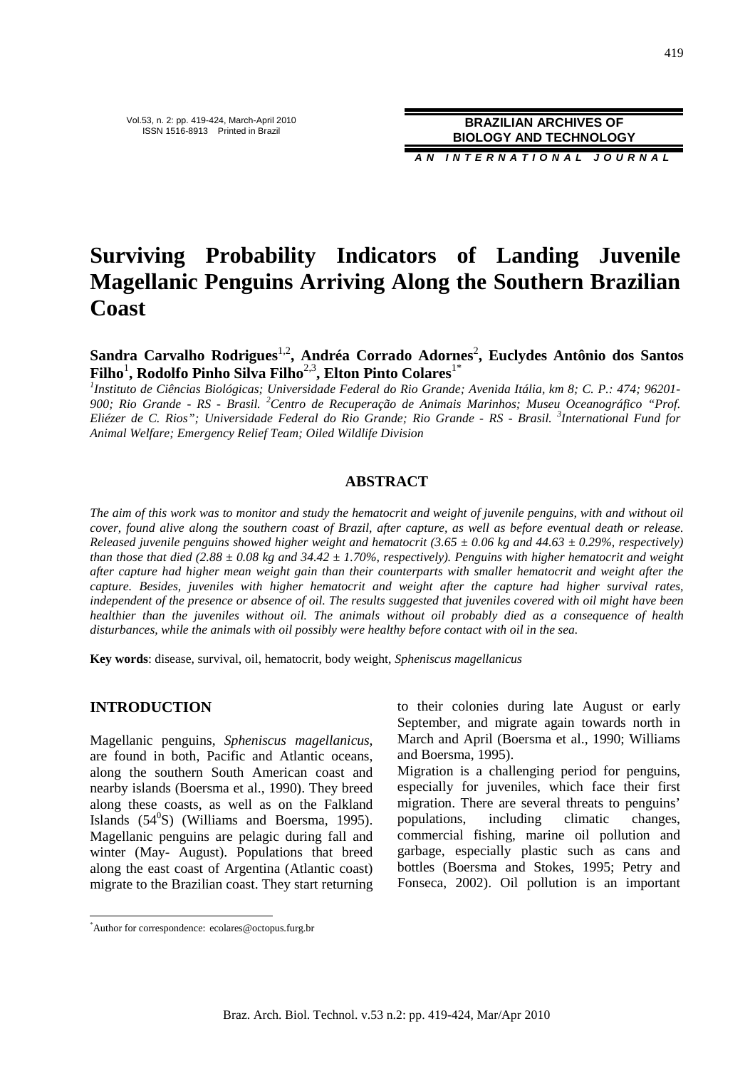# Surviving Probability Indicators of Landing Juvenile Magellanic Penguins Arriving Along the Southern Brazilian Coast

**Sandra Carvalho Rodrigues**[1,2]**, Andréa Corrado Adornes**[2]**, Euclydes Antônio dos Santos Filho**[1]**, Rodolfo Pinho Silva Filho**[2,3]**, Elton Pinto Colares**[1*]

*[1]Instituto de Ciências Biológicas; Universidade Federal do Rio Grande; Avenida Itália, km 8; C. P.: 474; 96201-900; Rio Grande - RS - Brasil. [2]Centro de Recuperação de Animais Marinhos; Museu Oceanográfico "Prof. Eliézer de C. Rios"; Universidade Federal do Rio Grande; Rio Grande - RS - Brasil. [3]International Fund for Animal Welfare; Emergency Relief Team; Oiled Wildlife Division*

## ABSTRACT

*The aim of this work was to monitor and study the hematocrit and weight of juvenile penguins, with and without oil cover, found alive along the southern coast of Brazil, after capture, as well as before eventual death or release. Released juvenile penguins showed higher weight and hematocrit (3.65 ± 0.06 kg and 44.63 ± 0.29%, respectively) than those that died (2.88 ± 0.08 kg and 34.42 ± 1.70%, respectively). Penguins with higher hematocrit and weight after capture had higher mean weight gain than their counterparts with smaller hematocrit and weight after the capture. Besides, juveniles with higher hematocrit and weight after the capture had higher survival rates, independent of the presence or absence of oil. The results suggested that juveniles covered with oil might have been healthier than the juveniles without oil. The animals without oil probably died as a consequence of health disturbances, while the animals with oil possibly were healthy before contact with oil in the sea.*

**Key words**: disease, survival, oil, hematocrit, body weight, *Spheniscus magellanicus*

## INTRODUCTION

Magellanic penguins, *Spheniscus magellanicus*, are found in both, Pacific and Atlantic oceans, along the southern South American coast and nearby islands (Boersma et al., 1990). They breed along these coasts, as well as on the Falkland Islands ($54^0$S) (Williams and Boersma, 1995). Magellanic penguins are pelagic during fall and winter (May- August). Populations that breed along the east coast of Argentina (Atlantic coast) migrate to the Brazilian coast. They start returning to their colonies during late August or early September, and migrate again towards north in March and April (Boersma et al., 1990; Williams and Boersma, 1995).

Migration is a challenging period for penguins, especially for juveniles, which face their first migration. There are several threats to penguins' populations, including climatic changes, commercial fishing, marine oil pollution and garbage, especially plastic such as cans and bottles (Boersma and Stokes, 1995; Petry and Fonseca, 2002). Oil pollution is an important

*Author for correspondence: ecolares@octopus.furg.br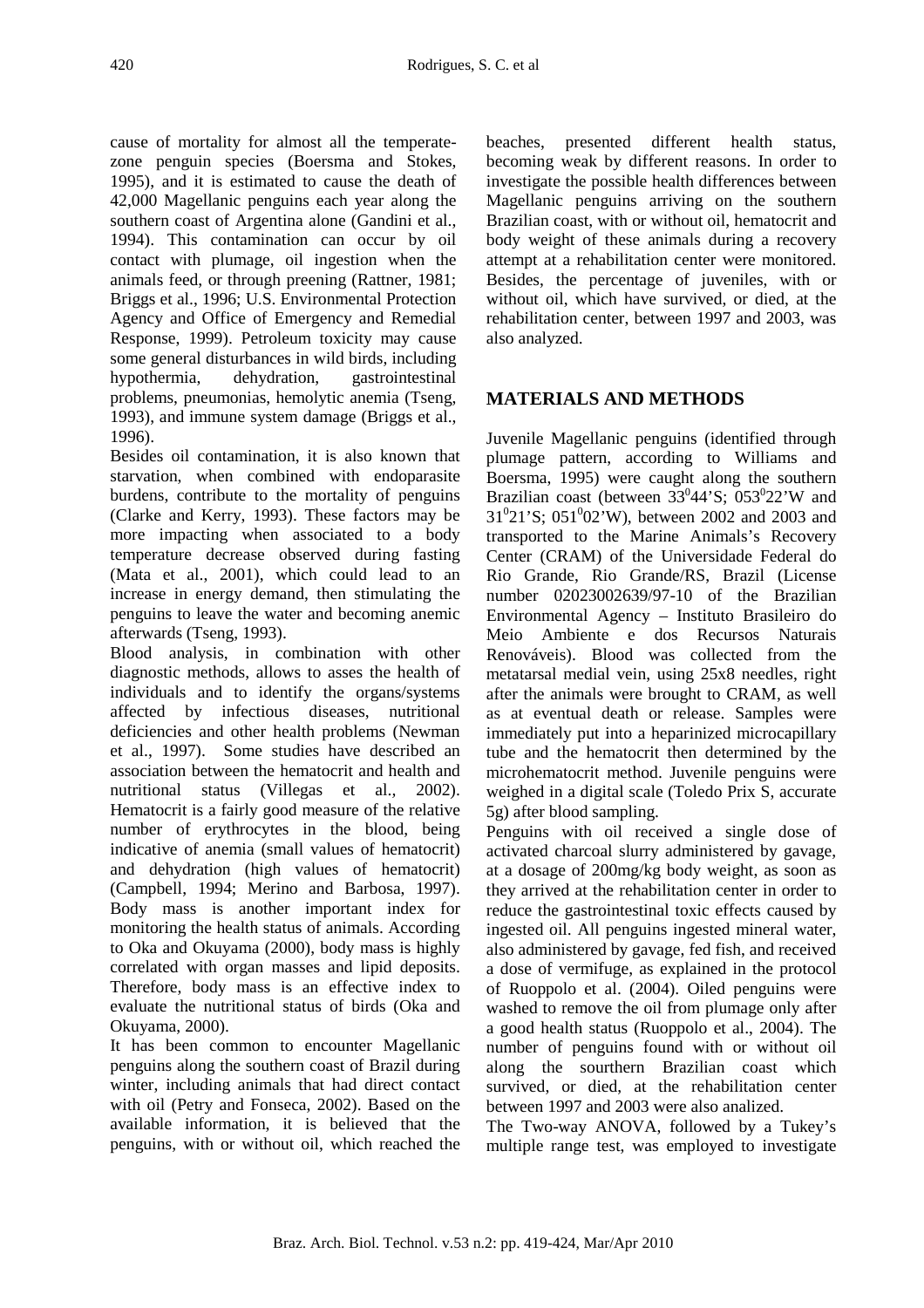cause of mortality for almost all the temperate-zone penguin species (Boersma and Stokes, 1995), and it is estimated to cause the death of 42,000 Magellanic penguins each year along the southern coast of Argentina alone (Gandini et al., 1994). This contamination can occur by oil contact with plumage, oil ingestion when the animals feed, or through preening (Rattner, 1981; Briggs et al., 1996; U.S. Environmental Protection Agency and Office of Emergency and Remedial Response, 1999). Petroleum toxicity may cause some general disturbances in wild birds, including hypothermia, dehydration, gastrointestinal problems, pneumonias, hemolytic anemia (Tseng, 1993), and immune system damage (Briggs et al., 1996).

Besides oil contamination, it is also known that starvation, when combined with endoparasite burdens, contribute to the mortality of penguins (Clarke and Kerry, 1993). These factors may be more impacting when associated to a body temperature decrease observed during fasting (Mata et al., 2001), which could lead to an increase in energy demand, then stimulating the penguins to leave the water and becoming anemic afterwards (Tseng, 1993).

Blood analysis, in combination with other diagnostic methods, allows to asses the health of individuals and to identify the organs/systems affected by infectious diseases, nutritional deficiencies and other health problems (Newman et al., 1997). Some studies have described an association between the hematocrit and health and nutritional status (Villegas et al., 2002). Hematocrit is a fairly good measure of the relative number of erythrocytes in the blood, being indicative of anemia (small values of hematocrit) and dehydration (high values of hematocrit) (Campbell, 1994; Merino and Barbosa, 1997). Body mass is another important index for monitoring the health status of animals. According to Oka and Okuyama (2000), body mass is highly correlated with organ masses and lipid deposits. Therefore, body mass is an effective index to evaluate the nutritional status of birds (Oka and Okuyama, 2000).

It has been common to encounter Magellanic penguins along the southern coast of Brazil during winter, including animals that had direct contact with oil (Petry and Fonseca, 2002). Based on the available information, it is believed that the penguins, with or without oil, which reached the beaches, presented different health status, becoming weak by different reasons. In order to investigate the possible health differences between Magellanic penguins arriving on the southern Brazilian coast, with or without oil, hematocrit and body weight of these animals during a recovery attempt at a rehabilitation center were monitored. Besides, the percentage of juveniles, with or without oil, which have survived, or died, at the rehabilitation center, between 1997 and 2003, was also analyzed.

## MATERIALS AND METHODS

Juvenile Magellanic penguins (identified through plumage pattern, according to Williams and Boersma, 1995) were caught along the southern Brazilian coast (between $33^0 44$'S; $053^0 22$'W and $31^0 21$'S; $051^0 02$'W), between 2002 and 2003 and transported to the Marine Animals's Recovery Center (CRAM) of the Universidade Federal do Rio Grande, Rio Grande/RS, Brazil (License number 02023002639/97-10 of the Brazilian Environmental Agency – Instituto Brasileiro do Meio Ambiente e dos Recursos Naturais Renováveis). Blood was collected from the metatarsal medial vein, using 25x8 needles, right after the animals were brought to CRAM, as well as at eventual death or release. Samples were immediately put into a heparinized microcapillary tube and the hematocrit then determined by the microhematocrit method. Juvenile penguins were weighed in a digital scale (Toledo Prix S, accurate 5g) after blood sampling.

Penguins with oil received a single dose of activated charcoal slurry administered by gavage, at a dosage of 200mg/kg body weight, as soon as they arrived at the rehabilitation center in order to reduce the gastrointestinal toxic effects caused by ingested oil. All penguins ingested mineral water, also administered by gavage, fed fish, and received a dose of vermifuge, as explained in the protocol of Ruoppolo et al. (2004). Oiled penguins were washed to remove the oil from plumage only after a good health status (Ruoppolo et al., 2004). The number of penguins found with or without oil along the sourthern Brazilian coast which survived, or died, at the rehabilitation center between 1997 and 2003 were also analized.

The Two-way ANOVA, followed by a Tukey's multiple range test, was employed to investigate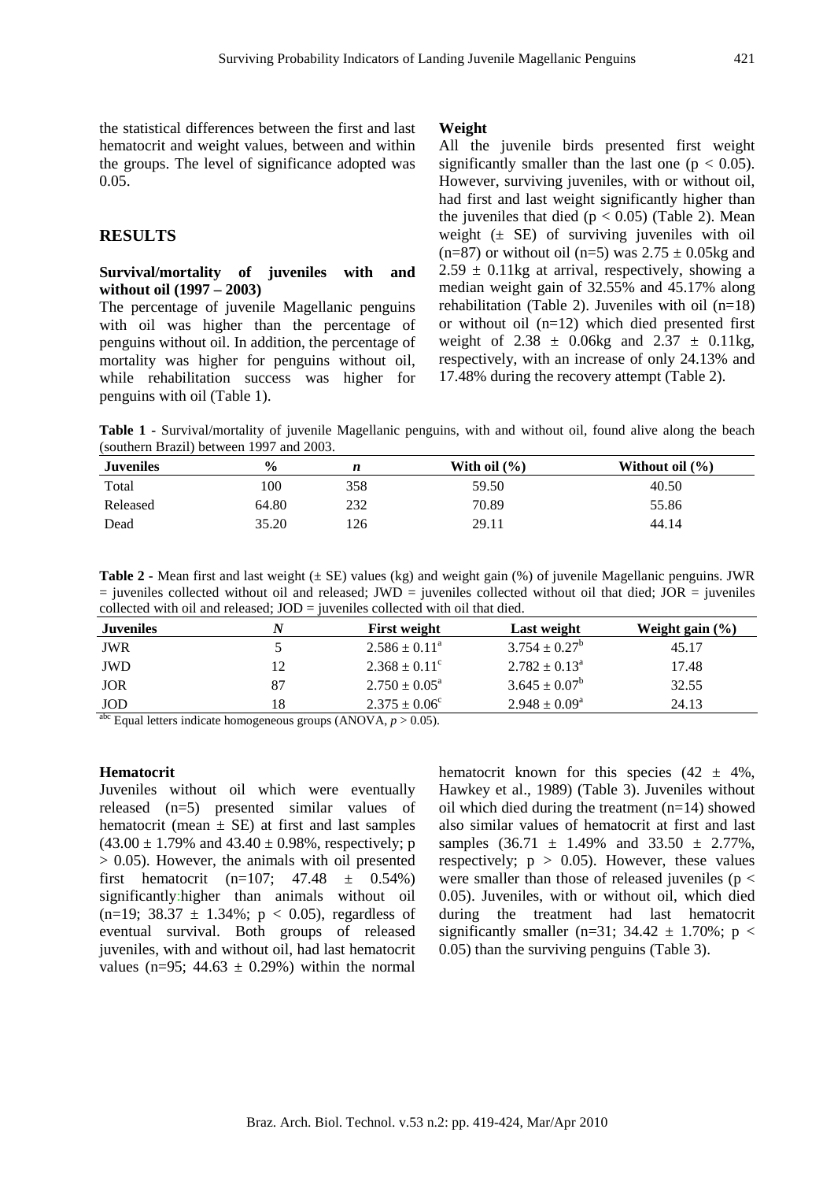the statistical differences between the first and last hematocrit and weight values, between and within the groups. The level of significance adopted was 0.05.

## RESULTS

### Survival/mortality of juveniles with and without oil (1997 – 2003)

The percentage of juvenile Magellanic penguins with oil was higher than the percentage of penguins without oil. In addition, the percentage of mortality was higher for penguins without oil, while rehabilitation success was higher for penguins with oil (Table 1).

### Weight

All the juvenile birds presented first weight significantly smaller than the last one ($p < 0.05$). However, surviving juveniles, with or without oil, had first and last weight significantly higher than the juveniles that died ($p < 0.05$) (Table 2). Mean weight (± SE) of surviving juveniles with oil (n=87) or without oil (n=5) was 2.75 ± 0.05kg and 2.59 ± 0.11kg at arrival, respectively, showing a median weight gain of 32.55% and 45.17% along rehabilitation (Table 2). Juveniles with oil (n=18) or without oil (n=12) which died presented first weight of 2.38 ± 0.06kg and 2.37 ± 0.11kg, respectively, with an increase of only 24.13% and 17.48% during the recovery attempt (Table 2).

**Table 1** - Survival/mortality of juvenile Magellanic penguins, with and without oil, found alive along the beach (southern Brazil) between 1997 and 2003.

| Juveniles | % | *n* | With oil (%) | Without oil (%) |
|---|---|---|---|---|
| Total | 100 | 358 | 59.50 | 40.50 |
| Released | 64.80 | 232 | 70.89 | 55.86 |
| Dead | 35.20 | 126 | 29.11 | 44.14 |

**Table 2** - Mean first and last weight (± SE) values (kg) and weight gain (%) of juvenile Magellanic penguins. JWR = juveniles collected without oil and released; JWD = juveniles collected without oil that died; JOR = juveniles collected with oil and released; JOD = juveniles collected with oil that died.

| Juveniles | *N* | First weight | Last weight | Weight gain (%) |
|---|---|---|---|---|
| JWR | 5 | $2.586 \pm 0.11^{a}$ | $3.754 \pm 0.27^{b}$ | 45.17 |
| JWD | 12 | $2.368 \pm 0.11^{c}$ | $2.782 \pm 0.13^{a}$ | 17.48 |
| JOR | 87 | $2.750 \pm 0.05^{a}$ | $3.645 \pm 0.07^{b}$ | 32.55 |
| JOD | 18 | $2.375 \pm 0.06^{c}$ | $2.948 \pm 0.09^{a}$ | 24.13 |

[abc] Equal letters indicate homogeneous groups (ANOVA, $p > 0.05$).

### Hematocrit

Juveniles without oil which were eventually released (n=5) presented similar values of hematocrit (mean ± SE) at first and last samples (43.00 ± 1.79% and 43.40 ± 0.98%, respectively; $p > 0.05$). However, the animals with oil presented first hematocrit (n=107; 47.48 ± 0.54%) significantly higher than animals without oil (n=19; 38.37 ± 1.34%; $p < 0.05$), regardless of eventual survival. Both groups of released juveniles, with and without oil, had last hematocrit values (n=95; 44.63 ± 0.29%) within the normal hematocrit known for this species (42 ± 4%, Hawkey et al., 1989) (Table 3). Juveniles without oil which died during the treatment (n=14) showed also similar values of hematocrit at first and last samples (36.71 ± 1.49% and 33.50 ± 2.77%, respectively; $p > 0.05$). However, these values were smaller than those of released juveniles ($p < 0.05$). Juveniles, with or without oil, which died during the treatment had last hematocrit significantly smaller (n=31; 34.42 ± 1.70%; $p < 0.05$) than the surviving penguins (Table 3).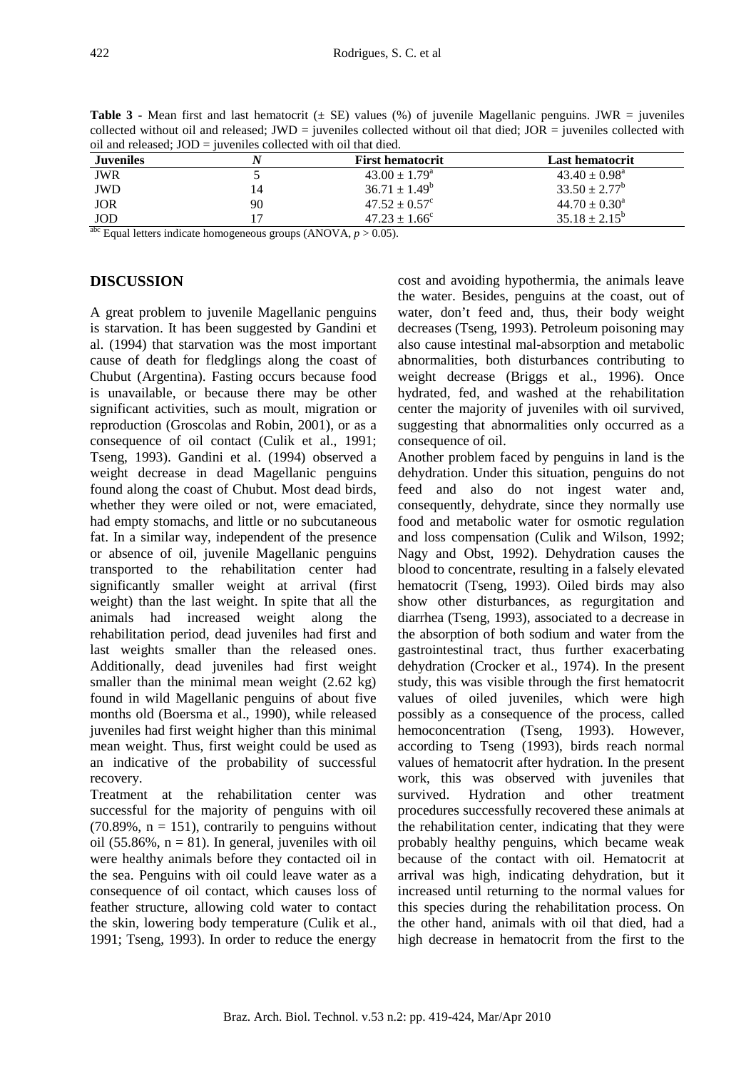**Table 3** - Mean first and last hematocrit (± SE) values (%) of juvenile Magellanic penguins. JWR = juveniles collected without oil and released; JWD = juveniles collected without oil that died; JOR = juveniles collected with oil and released; JOD = juveniles collected with oil that died.

| Juveniles | *N* | First hematocrit | Last hematocrit |
|---|---|---|---|
| JWR | 5 | $43.00 \pm 1.79^a$ | $43.40 \pm 0.98^a$ |
| JWD | 14 | $36.71 \pm 1.49^b$ | $33.50 \pm 2.77^b$ |
| JOR | 90 | $47.52 \pm 0.57^c$ | $44.70 \pm 0.30^a$ |
| JOD | 17 | $47.23 \pm 1.66^c$ | $35.18 \pm 2.15^b$ |

[abc] Equal letters indicate homogeneous groups (ANOVA, $p > 0.05$).

## DISCUSSION

A great problem to juvenile Magellanic penguins is starvation. It has been suggested by Gandini et al. (1994) that starvation was the most important cause of death for fledglings along the coast of Chubut (Argentina). Fasting occurs because food is unavailable, or because there may be other significant activities, such as moult, migration or reproduction (Groscolas and Robin, 2001), or as a consequence of oil contact (Culik et al., 1991; Tseng, 1993). Gandini et al. (1994) observed a weight decrease in dead Magellanic penguins found along the coast of Chubut. Most dead birds, whether they were oiled or not, were emaciated, had empty stomachs, and little or no subcutaneous fat. In a similar way, independent of the presence or absence of oil, juvenile Magellanic penguins transported to the rehabilitation center had significantly smaller weight at arrival (first weight) than the last weight. In spite that all the animals had increased weight along the rehabilitation period, dead juveniles had first and last weights smaller than the released ones. Additionally, dead juveniles had first weight smaller than the minimal mean weight (2.62 kg) found in wild Magellanic penguins of about five months old (Boersma et al., 1990), while released juveniles had first weight higher than this minimal mean weight. Thus, first weight could be used as an indicative of the probability of successful recovery.

Treatment at the rehabilitation center was successful for the majority of penguins with oil (70.89%, n = 151), contrarily to penguins without oil (55.86%, n = 81). In general, juveniles with oil were healthy animals before they contacted oil in the sea. Penguins with oil could leave water as a consequence of oil contact, which causes loss of feather structure, allowing cold water to contact the skin, lowering body temperature (Culik et al., 1991; Tseng, 1993). In order to reduce the energy cost and avoiding hypothermia, the animals leave the water. Besides, penguins at the coast, out of water, don't feed and, thus, their body weight decreases (Tseng, 1993). Petroleum poisoning may also cause intestinal mal-absorption and metabolic abnormalities, both disturbances contributing to weight decrease (Briggs et al., 1996). Once hydrated, fed, and washed at the rehabilitation center the majority of juveniles with oil survived, suggesting that abnormalities only occurred as a consequence of oil.

Another problem faced by penguins in land is the dehydration. Under this situation, penguins do not feed and also do not ingest water and, consequently, dehydrate, since they normally use food and metabolic water for osmotic regulation and loss compensation (Culik and Wilson, 1992; Nagy and Obst, 1992). Dehydration causes the blood to concentrate, resulting in a falsely elevated hematocrit (Tseng, 1993). Oiled birds may also show other disturbances, as regurgitation and diarrhea (Tseng, 1993), associated to a decrease in the absorption of both sodium and water from the gastrointestinal tract, thus further exacerbating dehydration (Crocker et al., 1974). In the present study, this was visible through the first hematocrit values of oiled juveniles, which were high possibly as a consequence of the process, called hemoconcentration (Tseng, 1993). However, according to Tseng (1993), birds reach normal values of hematocrit after hydration. In the present work, this was observed with juveniles that survived. Hydration and other treatment procedures successfully recovered these animals at the rehabilitation center, indicating that they were probably healthy penguins, which became weak because of the contact with oil. Hematocrit at arrival was high, indicating dehydration, but it increased until returning to the normal values for this species during the rehabilitation process. On the other hand, animals with oil that died, had a high decrease in hematocrit from the first to the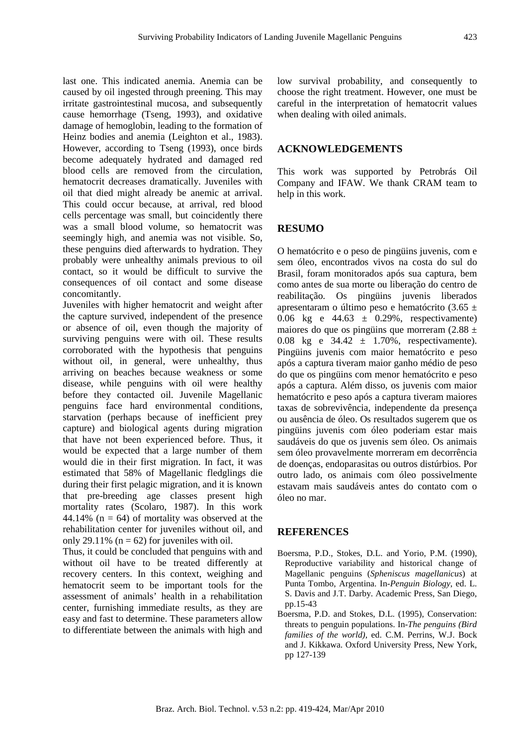last one. This indicated anemia. Anemia can be caused by oil ingested through preening. This may irritate gastrointestinal mucosa, and subsequently cause hemorrhage (Tseng, 1993), and oxidative damage of hemoglobin, leading to the formation of Heinz bodies and anemia (Leighton et al., 1983). However, according to Tseng (1993), once birds become adequately hydrated and damaged red blood cells are removed from the circulation, hematocrit decreases dramatically. Juveniles with oil that died might already be anemic at arrival. This could occur because, at arrival, red blood cells percentage was small, but coincidently there was a small blood volume, so hematocrit was seemingly high, and anemia was not visible. So, these penguins died afterwards to hydration. They probably were unhealthy animals previous to oil contact, so it would be difficult to survive the consequences of oil contact and some disease concomitantly.

Juveniles with higher hematocrit and weight after the capture survived, independent of the presence or absence of oil, even though the majority of surviving penguins were with oil. These results corroborated with the hypothesis that penguins without oil, in general, were unhealthy, thus arriving on beaches because weakness or some disease, while penguins with oil were healthy before they contacted oil. Juvenile Magellanic penguins face hard environmental conditions, starvation (perhaps because of inefficient prey capture) and biological agents during migration that have not been experienced before. Thus, it would be expected that a large number of them would die in their first migration. In fact, it was estimated that 58% of Magellanic fledglings die during their first pelagic migration, and it is known that pre-breeding age classes present high mortality rates (Scolaro, 1987). In this work 44.14% ($n = 64$) of mortality was observed at the rehabilitation center for juveniles without oil, and only 29.11% ($n = 62$) for juveniles with oil.

Thus, it could be concluded that penguins with and without oil have to be treated differently at recovery centers. In this context, weighing and hematocrit seem to be important tools for the assessment of animals' health in a rehabilitation center, furnishing immediate results, as they are easy and fast to determine. These parameters allow to differentiate between the animals with high and low survival probability, and consequently to choose the right treatment. However, one must be careful in the interpretation of hematocrit values when dealing with oiled animals.

## ACKNOWLEDGEMENTS

This work was supported by Petrobrás Oil Company and IFAW. We thank CRAM team to help in this work.

## RESUMO

O hematócrito e o peso de pingüins juvenis, com e sem óleo, encontrados vivos na costa do sul do Brasil, foram monitorados após sua captura, bem como antes de sua morte ou liberação do centro de reabilitação. Os pingüins juvenis liberados apresentaram o último peso e hematócrito ($3.65 \pm 0.06$ kg e $44.63 \pm 0.29\%$, respectivamente) maiores do que os pingüins que morreram ($2.88 \pm 0.08$ kg e $34.42 \pm 1.70\%$, respectivamente). Pingüins juvenis com maior hematócrito e peso após a captura tiveram maior ganho médio de peso do que os pingüins com menor hematócrito e peso após a captura. Além disso, os juvenis com maior hematócrito e peso após a captura tiveram maiores taxas de sobrevivência, independente da presença ou ausência de óleo. Os resultados sugerem que os pingüins juvenis com óleo poderiam estar mais saudáveis do que os juvenis sem óleo. Os animais sem óleo provavelmente morreram em decorrência de doenças, endoparasitas ou outros distúrbios. Por outro lado, os animais com óleo possivelmente estavam mais saudáveis antes do contato com o óleo no mar.

## REFERENCES

Boersma, P.D., Stokes, D.L. and Yorio, P.M. (1990), Reproductive variability and historical change of Magellanic penguins (*Spheniscus magellanicus*) at Punta Tombo, Argentina. In-*Penguin Biology*, ed. L. S. Davis and J.T. Darby. Academic Press, San Diego, pp.15-43

Boersma, P.D. and Stokes, D.L. (1995), Conservation: threats to penguin populations. In-*The penguins (Bird families of the world)*, ed. C.M. Perrins, W.J. Bock and J. Kikkawa. Oxford University Press, New York, pp 127-139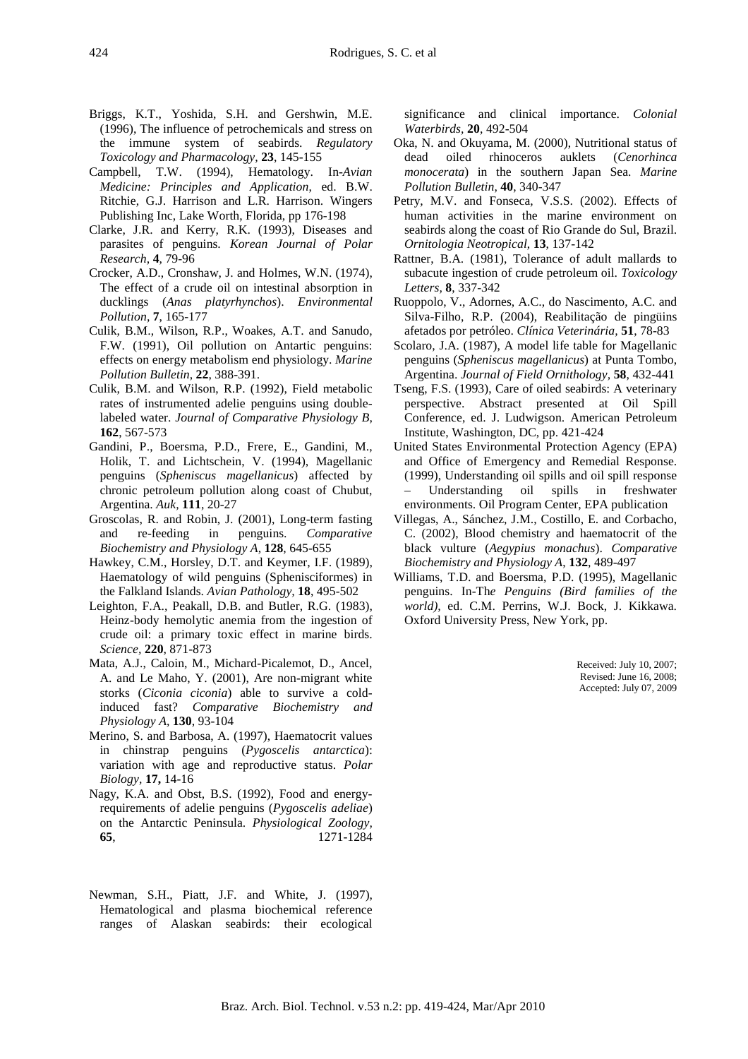Briggs, K.T., Yoshida, S.H. and Gershwin, M.E. (1996), The influence of petrochemicals and stress on the immune system of seabirds. *Regulatory Toxicology and Pharmacology*, **23**, 145-155

Campbell, T.W. (1994), Hematology. In-*Avian Medicine: Principles and Application*, ed. B.W. Ritchie, G.J. Harrison and L.R. Harrison. Wingers Publishing Inc, Lake Worth, Florida, pp 176-198

Clarke, J.R. and Kerry, R.K. (1993), Diseases and parasites of penguins. *Korean Journal of Polar Research*, **4**, 79-96

Crocker, A.D., Cronshaw, J. and Holmes, W.N. (1974), The effect of a crude oil on intestinal absorption in ducklings (*Anas platyrhynchos*). *Environmental Pollution*, **7**, 165-177

Culik, B.M., Wilson, R.P., Woakes, A.T. and Sanudo, F.W. (1991), Oil pollution on Antartic penguins: effects on energy metabolism end physiology. *Marine Pollution Bulletin*, **22**, 388-391.

Culik, B.M. and Wilson, R.P. (1992), Field metabolic rates of instrumented adelie penguins using double-labeled water. *Journal of Comparative Physiology B*, **162**, 567-573

Gandini, P., Boersma, P.D., Frere, E., Gandini, M., Holik, T. and Lichtschein, V. (1994), Magellanic penguins (*Spheniscus magellanicus*) affected by chronic petroleum pollution along coast of Chubut, Argentina. *Auk*, **111**, 20-27

Groscolas, R. and Robin, J. (2001), Long-term fasting and re-feeding in penguins. *Comparative Biochemistry and Physiology A*, **128**, 645-655

Hawkey, C.M., Horsley, D.T. and Keymer, I.F. (1989), Haematology of wild penguins (Sphenisciformes) in the Falkland Islands. *Avian Pathology*, **18**, 495-502

Leighton, F.A., Peakall, D.B. and Butler, R.G. (1983), Heinz-body hemolytic anemia from the ingestion of crude oil: a primary toxic effect in marine birds. *Science*, **220**, 871-873

Mata, A.J., Caloin, M., Michard-Picalemot, D., Ancel, A. and Le Maho, Y. (2001), Are non-migrant white storks (*Ciconia ciconia*) able to survive a cold-induced fast? *Comparative Biochemistry and Physiology A*, **130**, 93-104

Merino, S. and Barbosa, A. (1997), Haematocrit values in chinstrap penguins (*Pygoscelis antarctica*): variation with age and reproductive status. *Polar Biology*, **17,** 14-16

Nagy, K.A. and Obst, B.S. (1992), Food and energy-requirements of adelie penguins (*Pygoscelis adeliae*) on the Antarctic Peninsula. *Physiological Zoology*, **65**, 1271-1284

Newman, S.H., Piatt, J.F. and White, J. (1997), Hematological and plasma biochemical reference ranges of Alaskan seabirds: their ecological significance and clinical importance. *Colonial Waterbirds*, **20**, 492-504

Oka, N. and Okuyama, M. (2000), Nutritional status of dead oiled rhinoceros auklets (*Cenorhinca monocerata*) in the southern Japan Sea. *Marine Pollution Bulletin*, **40**, 340-347

Petry, M.V. and Fonseca, V.S.S. (2002). Effects of human activities in the marine environment on seabirds along the coast of Rio Grande do Sul, Brazil. *Ornitologia Neotropical*, **13**, 137-142

Rattner, B.A. (1981), Tolerance of adult mallards to subacute ingestion of crude petroleum oil. *Toxicology Letters*, **8**, 337-342

Ruoppolo, V., Adornes, A.C., do Nascimento, A.C. and Silva-Filho, R.P. (2004), Reabilitação de pingüins afetados por petróleo. *Clínica Veterinária*, **51**, 78-83

Scolaro, J.A. (1987), A model life table for Magellanic penguins (*Spheniscus magellanicus*) at Punta Tombo, Argentina. *Journal of Field Ornithology*, **58**, 432-441

Tseng, F.S. (1993), Care of oiled seabirds: A veterinary perspective. Abstract presented at Oil Spill Conference, ed. J. Ludwigson. American Petroleum Institute, Washington, DC, pp. 421-424

United States Environmental Protection Agency (EPA) and Office of Emergency and Remedial Response. (1999), Understanding oil spills and oil spill response – Understanding oil spills in freshwater environments. Oil Program Center, EPA publication

Villegas, A., Sánchez, J.M., Costillo, E. and Corbacho, C. (2002), Blood chemistry and haematocrit of the black vulture (*Aegypius monachus*). *Comparative Biochemistry and Physiology A*, **132**, 489-497

Williams, T.D. and Boersma, P.D. (1995), Magellanic penguins. In-Th*e Penguins (Bird families of the world),* ed. C.M. Perrins, W.J. Bock, J. Kikkawa. Oxford University Press, New York, pp.

Received: July 10, 2007;
Revised: June 16, 2008;
Accepted: July 07, 2009